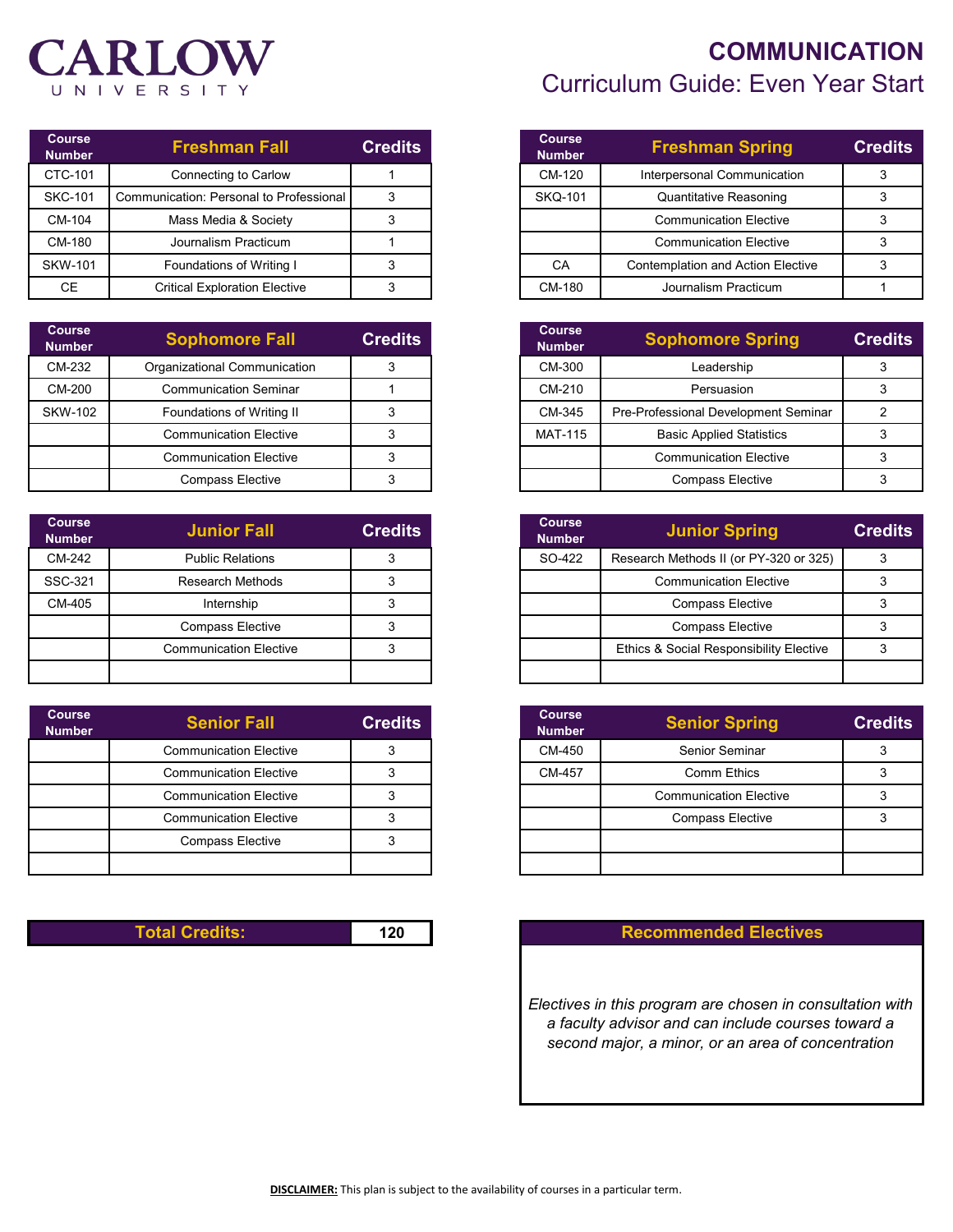CARLOW UNIVERSITY

# COMMUNICATION

## Curriculum Guide: Even Year Start

| Course Number | Freshman Fall | Credits |
|---|---|---|
| CTC-101 | Connecting to Carlow | 1 |
| SKC-101 | Communication: Personal to Professional | 3 |
| CM-104 | Mass Media & Society | 3 |
| CM-180 | Journalism Practicum | 1 |
| SKW-101 | Foundations of Writing I | 3 |
| CE | Critical Exploration Elective | 3 |

| Course Number | Freshman Spring | Credits |
|---|---|---|
| CM-120 | Interpersonal Communication | 3 |
| SKQ-101 | Quantitative Reasoning | 3 |
| | Communication Elective | 3 |
| | Communication Elective | 3 |
| CA | Contemplation and Action Elective | 3 |
| CM-180 | Journalism Practicum | 1 |

| Course Number | Sophomore Fall | Credits |
|---|---|---|
| CM-232 | Organizational Communication | 3 |
| CM-200 | Communication Seminar | 1 |
| SKW-102 | Foundations of Writing II | 3 |
| | Communication Elective | 3 |
| | Communication Elective | 3 |
| | Compass Elective | 3 |

| Course Number | Sophomore Spring | Credits |
|---|---|---|
| CM-300 | Leadership | 3 |
| CM-210 | Persuasion | 3 |
| CM-345 | Pre-Professional Development Seminar | 2 |
| MAT-115 | Basic Applied Statistics | 3 |
| | Communication Elective | 3 |
| | Compass Elective | 3 |

| Course Number | Junior Fall | Credits |
|---|---|---|
| CM-242 | Public Relations | 3 |
| SSC-321 | Research Methods | 3 |
| CM-405 | Internship | 3 |
| | Compass Elective | 3 |
| | Communication Elective | 3 |

| Course Number | Junior Spring | Credits |
|---|---|---|
| SO-422 | Research Methods II (or PY-320 or 325) | 3 |
| | Communication Elective | 3 |
| | Compass Elective | 3 |
| | Compass Elective | 3 |
| | Ethics & Social Responsibility Elective | 3 |

| Course Number | Senior Fall | Credits |
|---|---|---|
| | Communication Elective | 3 |
| | Communication Elective | 3 |
| | Communication Elective | 3 |
| | Communication Elective | 3 |
| | Compass Elective | 3 |

| Course Number | Senior Spring | Credits |
|---|---|---|
| CM-450 | Senior Seminar | 3 |
| CM-457 | Comm Ethics | 3 |
| | Communication Elective | 3 |
| | Compass Elective | 3 |

| Total Credits: | 120 |
|---|---|

### Recommended Electives

*Electives in this program are chosen in consultation with a faculty advisor and can include courses toward a second major, a minor, or an area of concentration*

**DISCLAIMER:** This plan is subject to the availability of courses in a particular term.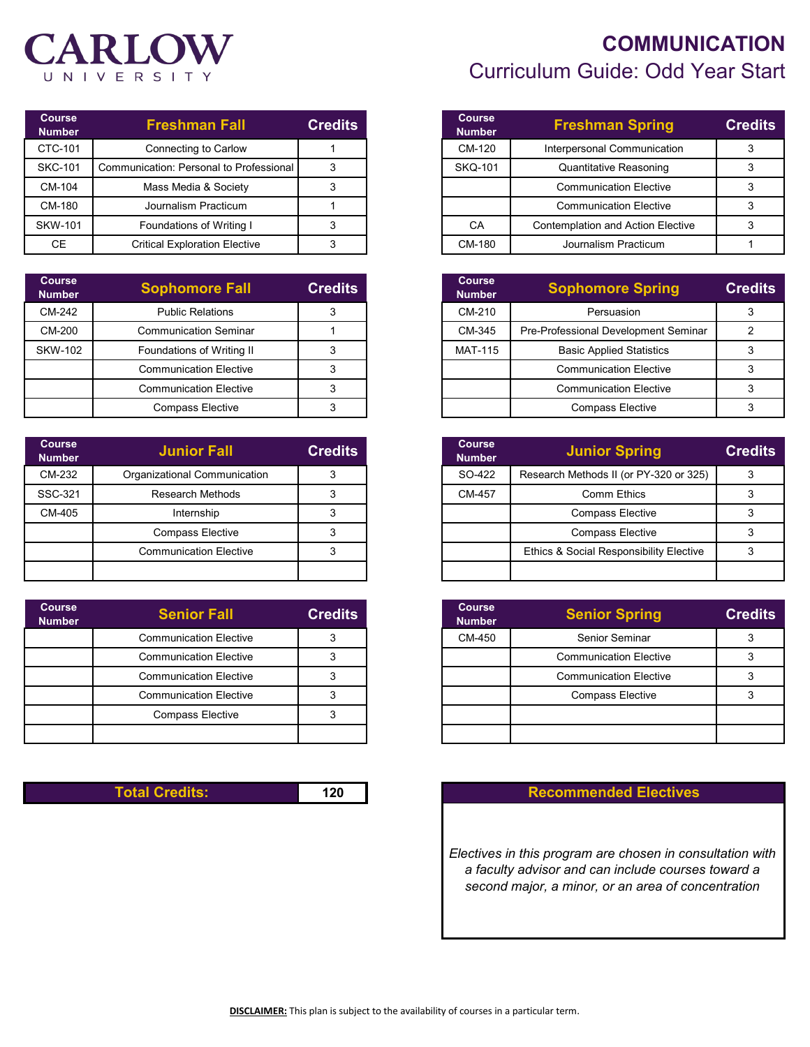# COMMUNICATION

## Curriculum Guide: Odd Year Start

| Course Number | Freshman Fall | Credits |
|---|---|---|
| CTC-101 | Connecting to Carlow | 1 |
| SKC-101 | Communication: Personal to Professional | 3 |
| CM-104 | Mass Media & Society | 3 |
| CM-180 | Journalism Practicum | 1 |
| SKW-101 | Foundations of Writing I | 3 |
| CE | Critical Exploration Elective | 3 |

| Course Number | Freshman Spring | Credits |
|---|---|---|
| CM-120 | Interpersonal Communication | 3 |
| SKQ-101 | Quantitative Reasoning | 3 |
| | Communication Elective | 3 |
| | Communication Elective | 3 |
| CA | Contemplation and Action Elective | 3 |
| CM-180 | Journalism Practicum | 1 |

| Course Number | Sophomore Fall | Credits |
|---|---|---|
| CM-242 | Public Relations | 3 |
| CM-200 | Communication Seminar | 1 |
| SKW-102 | Foundations of Writing II | 3 |
| | Communication Elective | 3 |
| | Communication Elective | 3 |
| | Compass Elective | 3 |

| Course Number | Sophomore Spring | Credits |
|---|---|---|
| CM-210 | Persuasion | 3 |
| CM-345 | Pre-Professional Development Seminar | 2 |
| MAT-115 | Basic Applied Statistics | 3 |
| | Communication Elective | 3 |
| | Communication Elective | 3 |
| | Compass Elective | 3 |

| Course Number | Junior Fall | Credits |
|---|---|---|
| CM-232 | Organizational Communication | 3 |
| SSC-321 | Research Methods | 3 |
| CM-405 | Internship | 3 |
| | Compass Elective | 3 |
| | Communication Elective | 3 |

| Course Number | Junior Spring | Credits |
|---|---|---|
| SO-422 | Research Methods II (or PY-320 or 325) | 3 |
| CM-457 | Comm Ethics | 3 |
| | Compass Elective | 3 |
| | Compass Elective | 3 |
| | Ethics & Social Responsibility Elective | 3 |

| Course Number | Senior Fall | Credits |
|---|---|---|
| | Communication Elective | 3 |
| | Communication Elective | 3 |
| | Communication Elective | 3 |
| | Communication Elective | 3 |
| | Compass Elective | 3 |

| Course Number | Senior Spring | Credits |
|---|---|---|
| CM-450 | Senior Seminar | 3 |
| | Communication Elective | 3 |
| | Communication Elective | 3 |
| | Compass Elective | 3 |

| Total Credits: | 120 |
|---|---|

### Recommended Electives

*Electives in this program are chosen in consultation with a faculty advisor and can include courses toward a second major, a minor, or an area of concentration*

**DISCLAIMER:** This plan is subject to the availability of courses in a particular term.